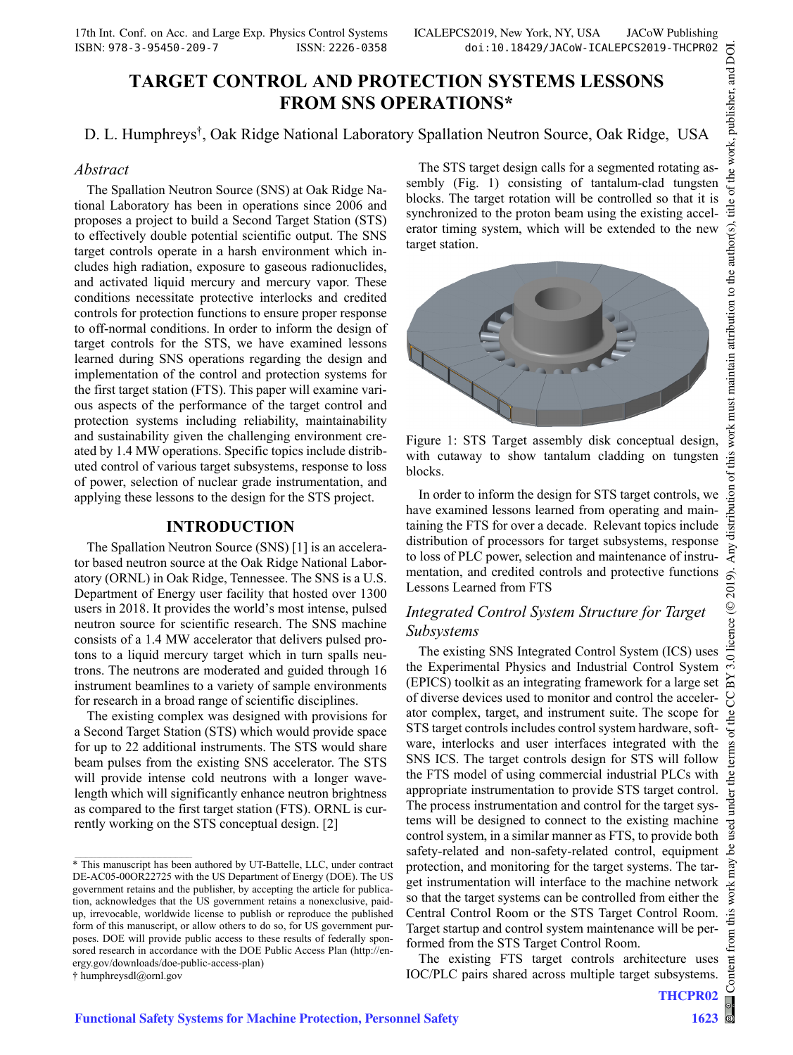# TARGET CONTROL AND PROTECTION SYSTEMS LESSONS FROM SNS OPERATIONS*

D. L. Humphreys†, Oak Ridge National Laboratory Spallation Neutron Source, Oak Ridge, USA

## *Abstract*

The Spallation Neutron Source (SNS) at Oak Ridge National Laboratory has been in operations since 2006 and proposes a project to build a Second Target Station (STS) to effectively double potential scientific output. The SNS target controls operate in a harsh environment which includes high radiation, exposure to gaseous radionuclides, and activated liquid mercury and mercury vapor. These conditions necessitate protective interlocks and credited controls for protection functions to ensure proper response to off-normal conditions. In order to inform the design of target controls for the STS, we have examined lessons learned during SNS operations regarding the design and implementation of the control and protection systems for the first target station (FTS). This paper will examine various aspects of the performance of the target control and protection systems including reliability, maintainability and sustainability given the challenging environment created by 1.4 MW operations. Specific topics include distributed control of various target subsystems, response to loss of power, selection of nuclear grade instrumentation, and applying these lessons to the design for the STS project.

## INTRODUCTION

The Spallation Neutron Source (SNS) [1] is an accelerator based neutron source at the Oak Ridge National Laboratory (ORNL) in Oak Ridge, Tennessee. The SNS is a U.S. Department of Energy user facility that hosted over 1300 users in 2018. It provides the world's most intense, pulsed neutron source for scientific research. The SNS machine consists of a 1.4 MW accelerator that delivers pulsed protons to a liquid mercury target which in turn spalls neutrons. The neutrons are moderated and guided through 16 instrument beamlines to a variety of sample environments for research in a broad range of scientific disciplines.

The existing complex was designed with provisions for a Second Target Station (STS) which would provide space for up to 22 additional instruments. The STS would share beam pulses from the existing SNS accelerator. The STS will provide intense cold neutrons with a longer wavelength which will significantly enhance neutron brightness as compared to the first target station (FTS). ORNL is currently working on the STS conceptual design. [2]

The STS target design calls for a segmented rotating assembly (Fig. 1) consisting of tantalum-clad tungsten blocks. The target rotation will be controlled so that it is synchronized to the proton beam using the existing accelerator timing system, which will be extended to the new target station.

Figure 1: STS Target assembly disk conceptual design, with cutaway to show tantalum cladding on tungsten blocks.

In order to inform the design for STS target controls, we have examined lessons learned from operating and maintaining the FTS for over a decade. Relevant topics include distribution of processors for target subsystems, response to loss of PLC power, selection and maintenance of instrumentation, and credited controls and protective functions Lessons Learned from FTS

### *Integrated Control System Structure for Target Subsystems*

The existing SNS Integrated Control System (ICS) uses the Experimental Physics and Industrial Control System (EPICS) toolkit as an integrating framework for a large set of diverse devices used to monitor and control the accelerator complex, target, and instrument suite. The scope for STS target controls includes control system hardware, software, interlocks and user interfaces integrated with the SNS ICS. The target controls design for STS will follow the FTS model of using commercial industrial PLCs with appropriate instrumentation to provide STS target control. The process instrumentation and control for the target systems will be designed to connect to the existing machine control system, in a similar manner as FTS, to provide both safety-related and non-safety-related control, equipment protection, and monitoring for the target systems. The target instrumentation will interface to the machine network so that the target systems can be controlled from either the Central Control Room or the STS Target Control Room. Target startup and control system maintenance will be performed from the STS Target Control Room.

The existing FTS target controls architecture uses IOC/PLC pairs shared across multiple target subsystems.

---

* This manuscript has been authored by UT-Battelle, LLC, under contract DE-AC05-00OR22725 with the US Department of Energy (DOE). The US government retains and the publisher, by accepting the article for publication, acknowledges that the US government retains a nonexclusive, paid-up, irrevocable, worldwide license to publish or reproduce the published form of this manuscript, or allow others to do so, for US government purposes. DOE will provide public access to these results of federally sponsored research in accordance with the DOE Public Access Plan (http://energy.gov/downloads/doe-public-access-plan)

† humphreysdl@ornl.gov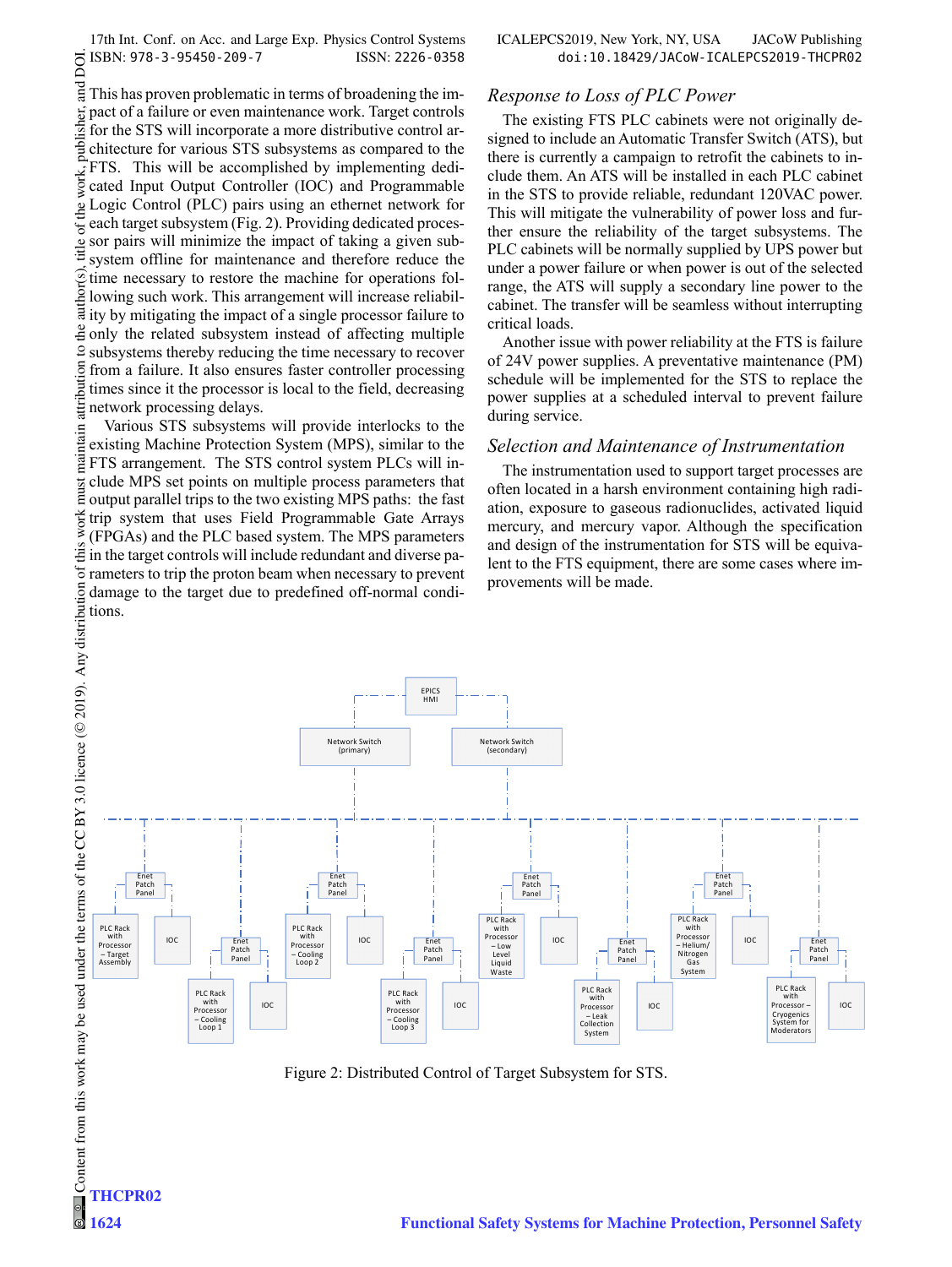This has proven problematic in terms of broadening the impact of a failure or even maintenance work. Target controls for the STS will incorporate a more distributive control architecture for various STS subsystems as compared to the FTS. This will be accomplished by implementing dedicated Input Output Controller (IOC) and Programmable Logic Control (PLC) pairs using an ethernet network for each target subsystem (Fig. 2). Providing dedicated processor pairs will minimize the impact of taking a given subsystem offline for maintenance and therefore reduce the time necessary to restore the machine for operations following such work. This arrangement will increase reliability by mitigating the impact of a single processor failure to only the related subsystem instead of affecting multiple subsystems thereby reducing the time necessary to recover from a failure. It also ensures faster controller processing times since it the processor is local to the field, decreasing network processing delays.

Various STS subsystems will provide interlocks to the existing Machine Protection System (MPS), similar to the FTS arrangement. The STS control system PLCs will include MPS set points on multiple process parameters that output parallel trips to the two existing MPS paths: the fast trip system that uses Field Programmable Gate Arrays (FPGAs) and the PLC based system. The MPS parameters in the target controls will include redundant and diverse parameters to trip the proton beam when necessary to prevent damage to the target due to predefined off-normal conditions.

### *Response to Loss of PLC Power*

The existing FTS PLC cabinets were not originally designed to include an Automatic Transfer Switch (ATS), but there is currently a campaign to retrofit the cabinets to include them. An ATS will be installed in each PLC cabinet in the STS to provide reliable, redundant 120VAC power. This will mitigate the vulnerability of power loss and further ensure the reliability of the target subsystems. The PLC cabinets will be normally supplied by UPS power but under a power failure or when power is out of the selected range, the ATS will supply a secondary line power to the cabinet. The transfer will be seamless without interrupting critical loads.

Another issue with power reliability at the FTS is failure of 24V power supplies. A preventative maintenance (PM) schedule will be implemented for the STS to replace the power supplies at a scheduled interval to prevent failure during service.

### *Selection and Maintenance of Instrumentation*

The instrumentation used to support target processes are often located in a harsh environment containing high radiation, exposure to gaseous radionuclides, activated liquid mercury, and mercury vapor. Although the specification and design of the instrumentation for STS will be equivalent to the FTS equipment, there are some cases where improvements will be made.

Figure 2: Distributed Control of Target Subsystem for STS.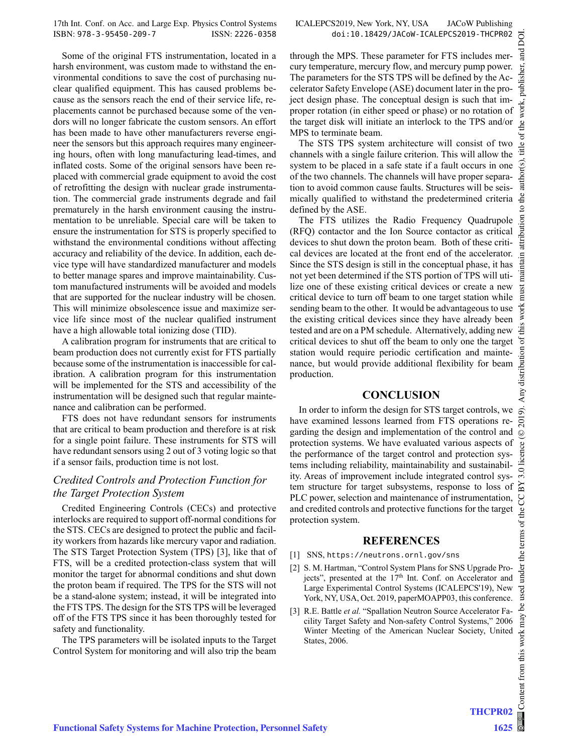Some of the original FTS instrumentation, located in a harsh environment, was custom made to withstand the environmental conditions to save the cost of purchasing nuclear qualified equipment. This has caused problems because as the sensors reach the end of their service life, replacements cannot be purchased because some of the vendors will no longer fabricate the custom sensors. An effort has been made to have other manufacturers reverse engineer the sensors but this approach requires many engineering hours, often with long manufacturing lead-times, and inflated costs. Some of the original sensors have been replaced with commercial grade equipment to avoid the cost of retrofitting the design with nuclear grade instrumentation. The commercial grade instruments degrade and fail prematurely in the harsh environment causing the instrumentation to be unreliable. Special care will be taken to ensure the instrumentation for STS is properly specified to withstand the environmental conditions without affecting accuracy and reliability of the device. In addition, each device type will have standardized manufacturer and models to better manage spares and improve maintainability. Custom manufactured instruments will be avoided and models that are supported for the nuclear industry will be chosen. This will minimize obsolescence issue and maximize service life since most of the nuclear qualified instrument have a high allowable total ionizing dose (TID).

A calibration program for instruments that are critical to beam production does not currently exist for FTS partially because some of the instrumentation is inaccessible for calibration. A calibration program for this instrumentation will be implemented for the STS and accessibility of the instrumentation will be designed such that regular maintenance and calibration can be performed.

FTS does not have redundant sensors for instruments that are critical to beam production and therefore is at risk for a single point failure. These instruments for STS will have redundant sensors using 2 out of 3 voting logic so that if a sensor fails, production time is not lost.

### *Credited Controls and Protection Function for the Target Protection System*

Credited Engineering Controls (CECs) and protective interlocks are required to support off-normal conditions for the STS. CECs are designed to protect the public and facility workers from hazards like mercury vapor and radiation. The STS Target Protection System (TPS) [3], like that of FTS, will be a credited protection-class system that will monitor the target for abnormal conditions and shut down the proton beam if required. The TPS for the STS will not be a stand-alone system; instead, it will be integrated into the FTS TPS. The design for the STS TPS will be leveraged off of the FTS TPS since it has been thoroughly tested for safety and functionality.

The TPS parameters will be isolated inputs to the Target Control System for monitoring and will also trip the beam through the MPS. These parameter for FTS includes mercury temperature, mercury flow, and mercury pump power. The parameters for the STS TPS will be defined by the Accelerator Safety Envelope (ASE) document later in the project design phase. The conceptual design is such that improper rotation (in either speed or phase) or no rotation of the target disk will initiate an interlock to the TPS and/or MPS to terminate beam.

The STS TPS system architecture will consist of two channels with a single failure criterion. This will allow the system to be placed in a safe state if a fault occurs in one of the two channels. The channels will have proper separation to avoid common cause faults. Structures will be seismically qualified to withstand the predetermined criteria defined by the ASE.

The FTS utilizes the Radio Frequency Quadrupole (RFQ) contactor and the Ion Source contactor as critical devices to shut down the proton beam. Both of these critical devices are located at the front end of the accelerator. Since the STS design is still in the conceptual phase, it has not yet been determined if the STS portion of TPS will utilize one of these existing critical devices or create a new critical device to turn off beam to one target station while sending beam to the other. It would be advantageous to use the existing critical devices since they have already been tested and are on a PM schedule. Alternatively, adding new critical devices to shut off the beam to only one the target station would require periodic certification and maintenance, but would provide additional flexibility for beam production.

## CONCLUSION

In order to inform the design for STS target controls, we have examined lessons learned from FTS operations regarding the design and implementation of the control and protection systems. We have evaluated various aspects of the performance of the target control and protection systems including reliability, maintainability and sustainability. Areas of improvement include integrated control system structure for target subsystems, response to loss of PLC power, selection and maintenance of instrumentation, and credited controls and protective functions for the target protection system.

## REFERENCES

[1] SNS, https://neutrons.ornl.gov/sns

[2] S. M. Hartman, "Control System Plans for SNS Upgrade Projects", presented at the 17th Int. Conf. on Accelerator and Large Experimental Control Systems (ICALEPCS'19), New York, NY, USA, Oct. 2019, paperMOAPP03, this conference.

[3] R.E. Battle *et al.* "Spallation Neutron Source Accelerator Facility Target Safety and Non-safety Control Systems," 2006 Winter Meeting of the American Nuclear Society, United States, 2006.